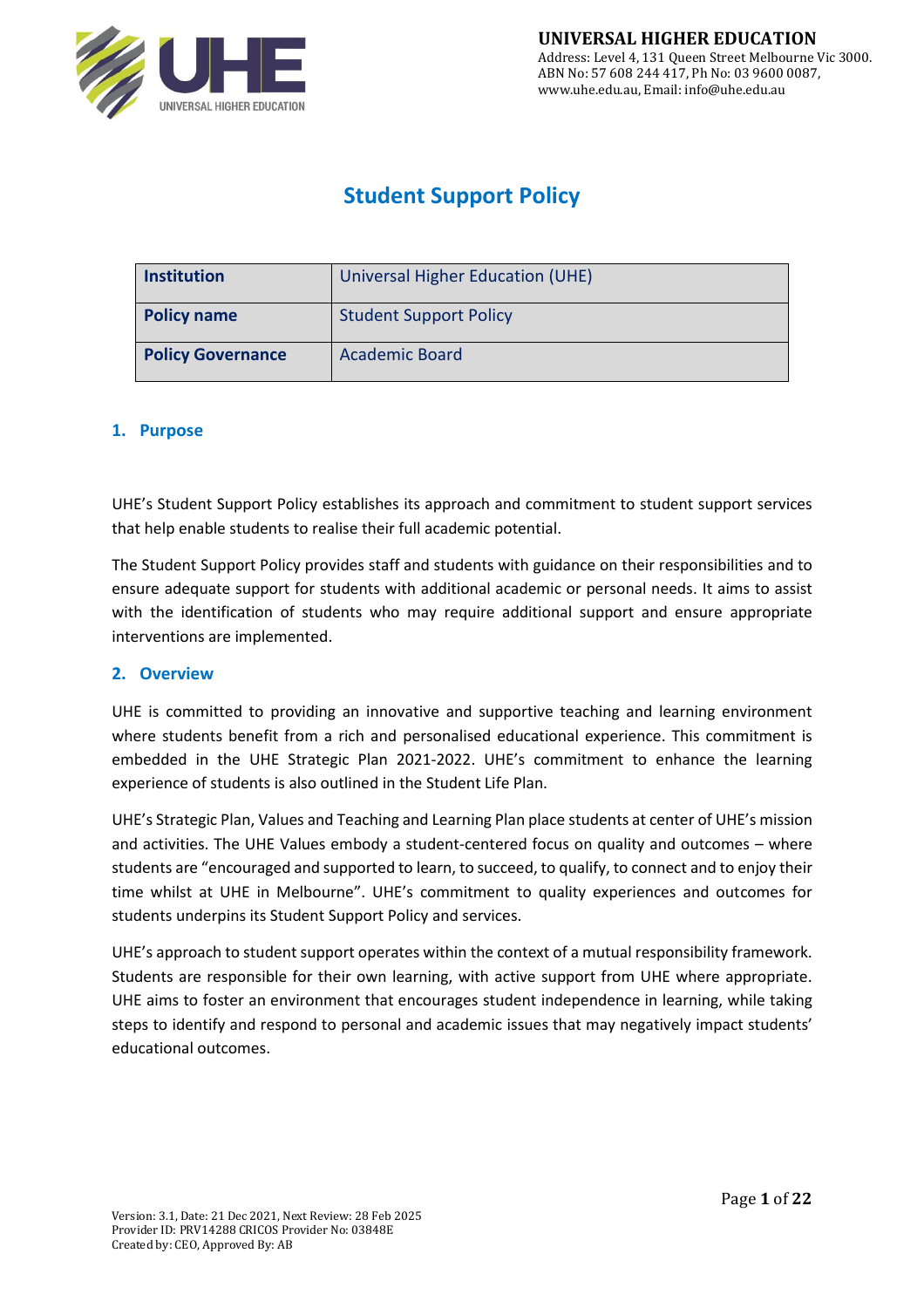# Student Support Policy

| Institution | Universal Higher Education (UHE) |
| --- | --- |
| Policy name | Student Support Policy |
| Policy Governance | Academic Board |

## 1. Purpose

UHE's Student Support Policy establishes its approach and commitment to student support services that help enable students to realise their full academic potential.

The Student Support Policy provides staff and students with guidance on their responsibilities and to ensure adequate support for students with additional academic or personal needs. It aims to assist with the identification of students who may require additional support and ensure appropriate interventions are implemented.

## 2. Overview

UHE is committed to providing an innovative and supportive teaching and learning environment where students benefit from a rich and personalised educational experience. This commitment is embedded in the UHE Strategic Plan 2021-2022. UHE's commitment to enhance the learning experience of students is also outlined in the Student Life Plan.

UHE's Strategic Plan, Values and Teaching and Learning Plan place students at center of UHE's mission and activities. The UHE Values embody a student-centered focus on quality and outcomes – where students are "encouraged and supported to learn, to succeed, to qualify, to connect and to enjoy their time whilst at UHE in Melbourne". UHE's commitment to quality experiences and outcomes for students underpins its Student Support Policy and services.

UHE's approach to student support operates within the context of a mutual responsibility framework. Students are responsible for their own learning, with active support from UHE where appropriate. UHE aims to foster an environment that encourages student independence in learning, while taking steps to identify and respond to personal and academic issues that may negatively impact students' educational outcomes.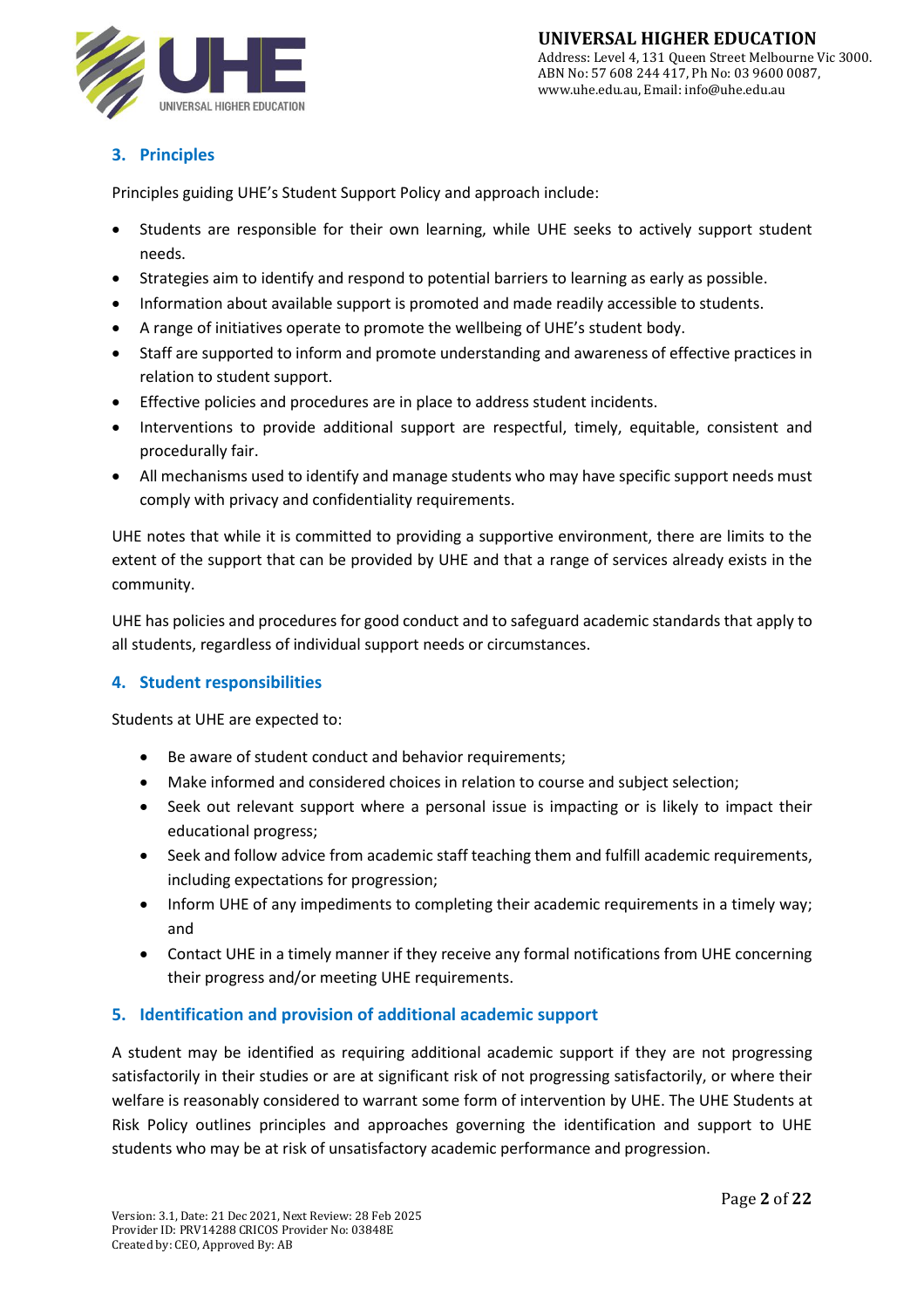## 3. Principles

Principles guiding UHE's Student Support Policy and approach include:

- Students are responsible for their own learning, while UHE seeks to actively support student needs.
- Strategies aim to identify and respond to potential barriers to learning as early as possible.
- Information about available support is promoted and made readily accessible to students.
- A range of initiatives operate to promote the wellbeing of UHE's student body.
- Staff are supported to inform and promote understanding and awareness of effective practices in relation to student support.
- Effective policies and procedures are in place to address student incidents.
- Interventions to provide additional support are respectful, timely, equitable, consistent and procedurally fair.
- All mechanisms used to identify and manage students who may have specific support needs must comply with privacy and confidentiality requirements.

UHE notes that while it is committed to providing a supportive environment, there are limits to the extent of the support that can be provided by UHE and that a range of services already exists in the community.

UHE has policies and procedures for good conduct and to safeguard academic standards that apply to all students, regardless of individual support needs or circumstances.

## 4. Student responsibilities

Students at UHE are expected to:

- Be aware of student conduct and behavior requirements;
- Make informed and considered choices in relation to course and subject selection;
- Seek out relevant support where a personal issue is impacting or is likely to impact their educational progress;
- Seek and follow advice from academic staff teaching them and fulfill academic requirements, including expectations for progression;
- Inform UHE of any impediments to completing their academic requirements in a timely way; and
- Contact UHE in a timely manner if they receive any formal notifications from UHE concerning their progress and/or meeting UHE requirements.

## 5. Identification and provision of additional academic support

A student may be identified as requiring additional academic support if they are not progressing satisfactorily in their studies or are at significant risk of not progressing satisfactorily, or where their welfare is reasonably considered to warrant some form of intervention by UHE. The UHE Students at Risk Policy outlines principles and approaches governing the identification and support to UHE students who may be at risk of unsatisfactory academic performance and progression.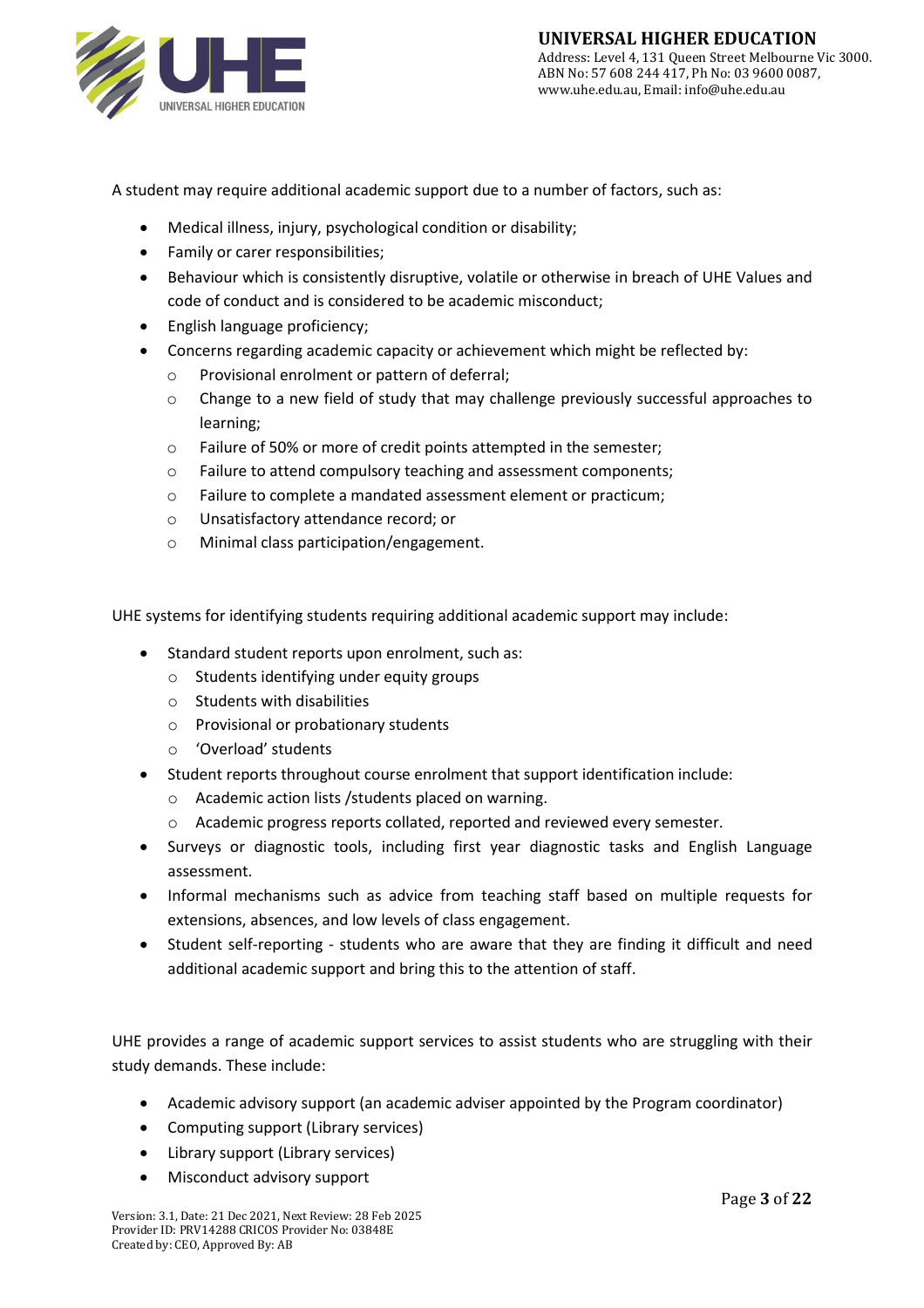A student may require additional academic support due to a number of factors, such as:

- Medical illness, injury, psychological condition or disability;
- Family or carer responsibilities;
- Behaviour which is consistently disruptive, volatile or otherwise in breach of UHE Values and code of conduct and is considered to be academic misconduct;
- English language proficiency;
- Concerns regarding academic capacity or achievement which might be reflected by:
  - Provisional enrolment or pattern of deferral;
  - Change to a new field of study that may challenge previously successful approaches to learning;
  - Failure of 50% or more of credit points attempted in the semester;
  - Failure to attend compulsory teaching and assessment components;
  - Failure to complete a mandated assessment element or practicum;
  - Unsatisfactory attendance record; or
  - Minimal class participation/engagement.

UHE systems for identifying students requiring additional academic support may include:

- Standard student reports upon enrolment, such as:
  - Students identifying under equity groups
  - Students with disabilities
  - Provisional or probationary students
  - 'Overload' students
- Student reports throughout course enrolment that support identification include:
  - Academic action lists /students placed on warning.
  - Academic progress reports collated, reported and reviewed every semester.
- Surveys or diagnostic tools, including first year diagnostic tasks and English Language assessment.
- Informal mechanisms such as advice from teaching staff based on multiple requests for extensions, absences, and low levels of class engagement.
- Student self-reporting - students who are aware that they are finding it difficult and need additional academic support and bring this to the attention of staff.

UHE provides a range of academic support services to assist students who are struggling with their study demands. These include:

- Academic advisory support (an academic adviser appointed by the Program coordinator)
- Computing support (Library services)
- Library support (Library services)
- Misconduct advisory support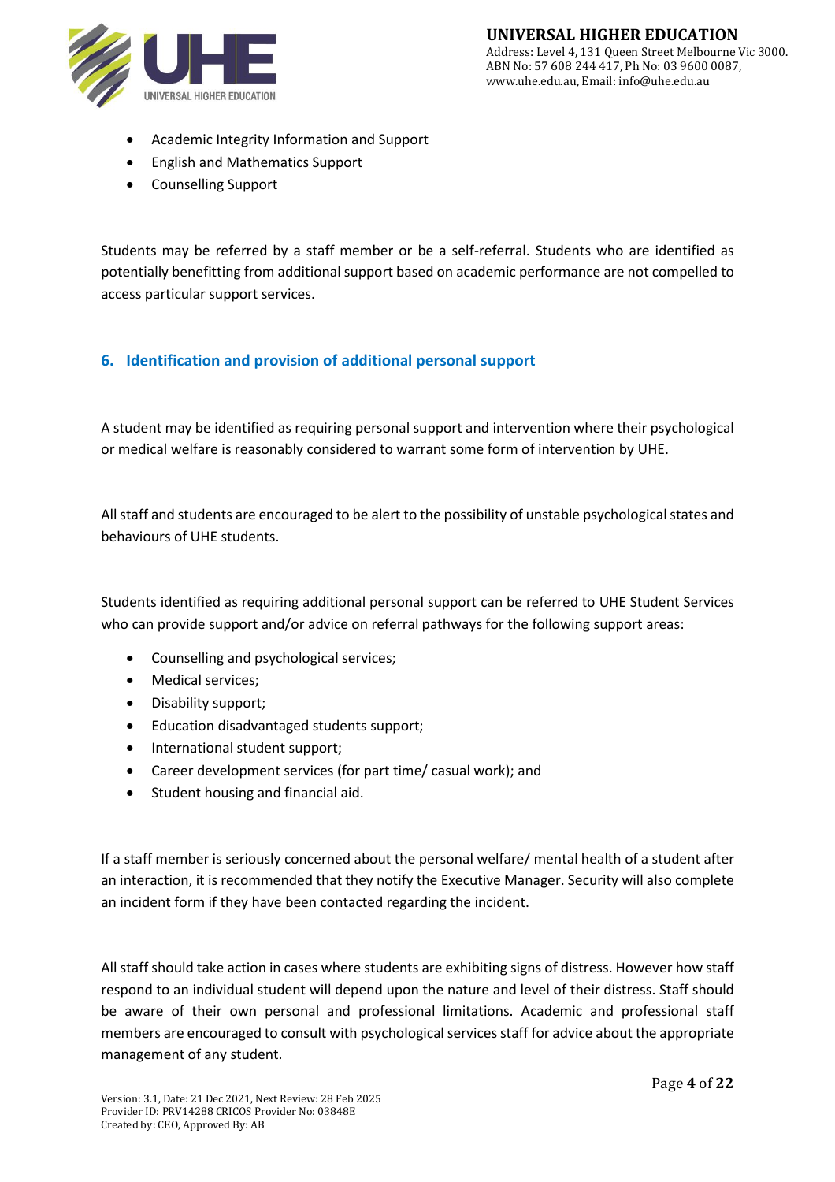- Academic Integrity Information and Support
- English and Mathematics Support
- Counselling Support

Students may be referred by a staff member or be a self-referral. Students who are identified as potentially benefitting from additional support based on academic performance are not compelled to access particular support services.

## 6. Identification and provision of additional personal support

A student may be identified as requiring personal support and intervention where their psychological or medical welfare is reasonably considered to warrant some form of intervention by UHE.

All staff and students are encouraged to be alert to the possibility of unstable psychological states and behaviours of UHE students.

Students identified as requiring additional personal support can be referred to UHE Student Services who can provide support and/or advice on referral pathways for the following support areas:

- Counselling and psychological services;
- Medical services;
- Disability support;
- Education disadvantaged students support;
- International student support;
- Career development services (for part time/ casual work); and
- Student housing and financial aid.

If a staff member is seriously concerned about the personal welfare/ mental health of a student after an interaction, it is recommended that they notify the Executive Manager. Security will also complete an incident form if they have been contacted regarding the incident.

All staff should take action in cases where students are exhibiting signs of distress. However how staff respond to an individual student will depend upon the nature and level of their distress. Staff should be aware of their own personal and professional limitations. Academic and professional staff members are encouraged to consult with psychological services staff for advice about the appropriate management of any student.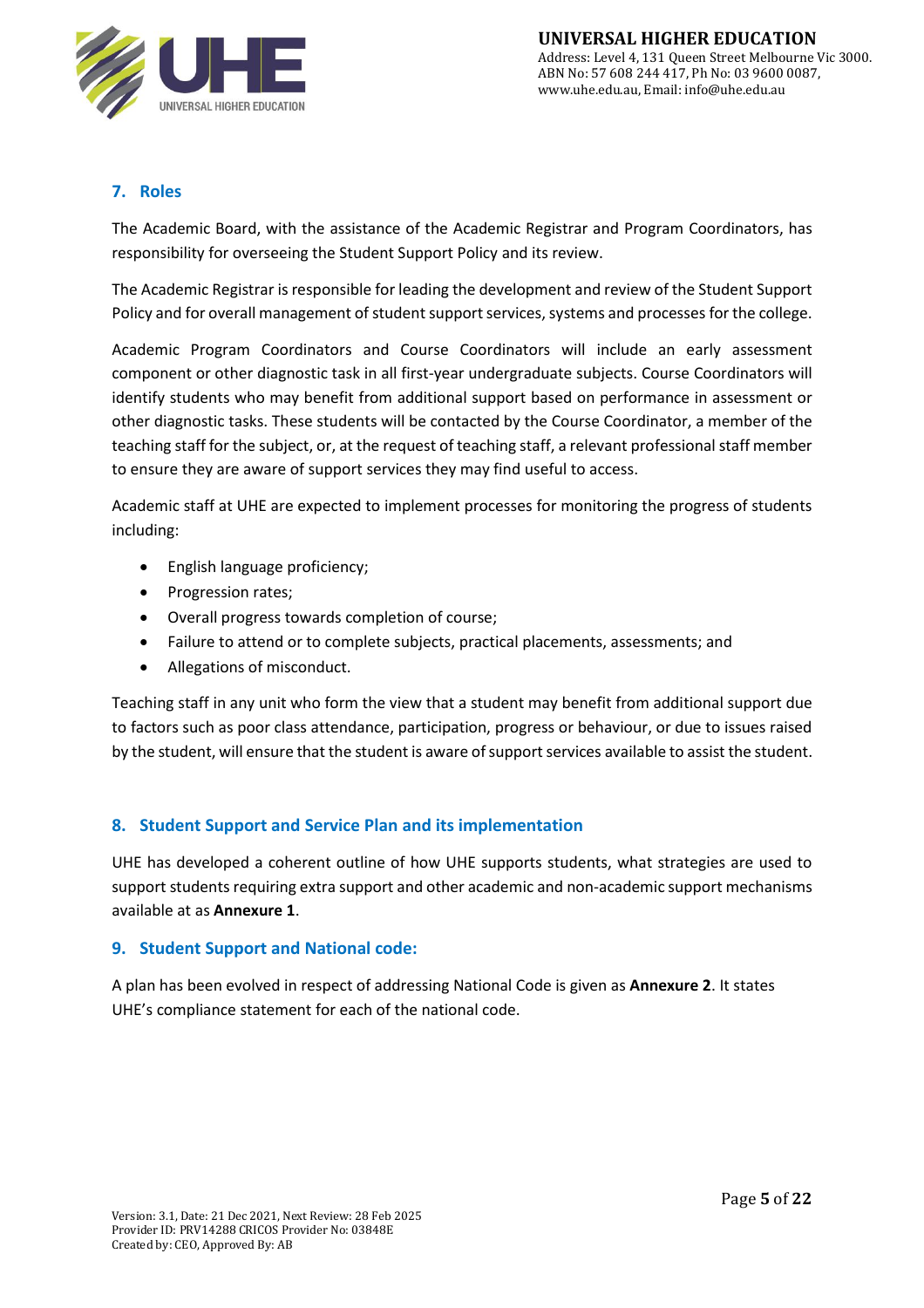## 7. Roles

The Academic Board, with the assistance of the Academic Registrar and Program Coordinators, has responsibility for overseeing the Student Support Policy and its review.

The Academic Registrar is responsible for leading the development and review of the Student Support Policy and for overall management of student support services, systems and processes for the college.

Academic Program Coordinators and Course Coordinators will include an early assessment component or other diagnostic task in all first-year undergraduate subjects. Course Coordinators will identify students who may benefit from additional support based on performance in assessment or other diagnostic tasks. These students will be contacted by the Course Coordinator, a member of the teaching staff for the subject, or, at the request of teaching staff, a relevant professional staff member to ensure they are aware of support services they may find useful to access.

Academic staff at UHE are expected to implement processes for monitoring the progress of students including:

- English language proficiency;
- Progression rates;
- Overall progress towards completion of course;
- Failure to attend or to complete subjects, practical placements, assessments; and
- Allegations of misconduct.

Teaching staff in any unit who form the view that a student may benefit from additional support due to factors such as poor class attendance, participation, progress or behaviour, or due to issues raised by the student, will ensure that the student is aware of support services available to assist the student.

## 8. Student Support and Service Plan and its implementation

UHE has developed a coherent outline of how UHE supports students, what strategies are used to support students requiring extra support and other academic and non-academic support mechanisms available at as **Annexure 1**.

## 9. Student Support and National code:

A plan has been evolved in respect of addressing National Code is given as **Annexure 2**. It states UHE's compliance statement for each of the national code.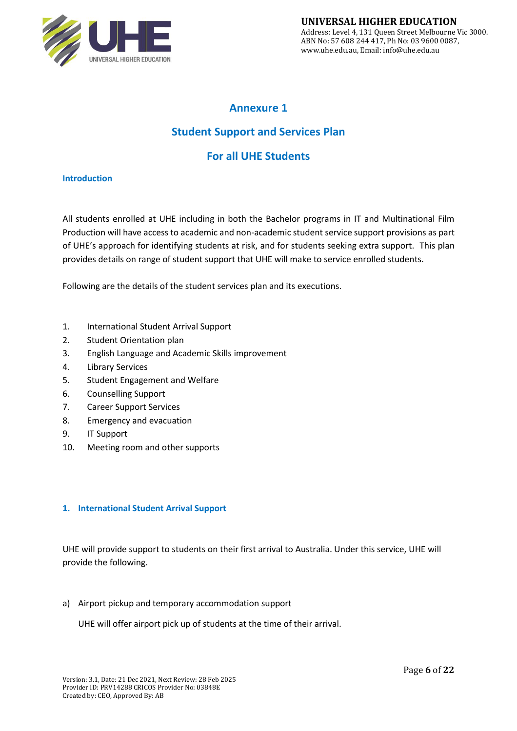# Annexure 1

# Student Support and Services Plan

# For all UHE Students

## Introduction

All students enrolled at UHE including in both the Bachelor programs in IT and Multinational Film Production will have access to academic and non-academic student service support provisions as part of UHE's approach for identifying students at risk, and for students seeking extra support. This plan provides details on range of student support that UHE will make to service enrolled students.

Following are the details of the student services plan and its executions.

1. International Student Arrival Support
2. Student Orientation plan
3. English Language and Academic Skills improvement
4. Library Services
5. Student Engagement and Welfare
6. Counselling Support
7. Career Support Services
8. Emergency and evacuation
9. IT Support
10. Meeting room and other supports

## 1. International Student Arrival Support

UHE will provide support to students on their first arrival to Australia. Under this service, UHE will provide the following.

a) Airport pickup and temporary accommodation support

UHE will offer airport pick up of students at the time of their arrival.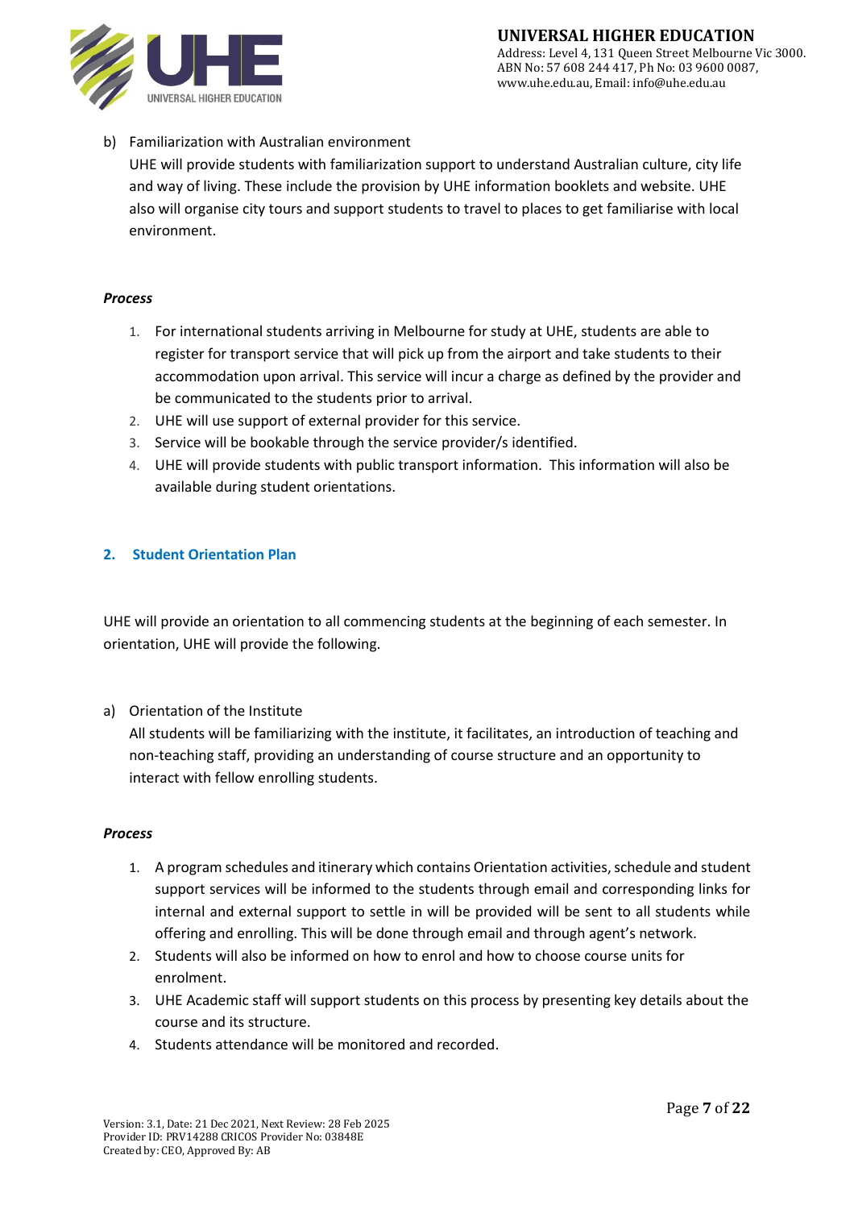b) Familiarization with Australian environment

UHE will provide students with familiarization support to understand Australian culture, city life and way of living. These include the provision by UHE information booklets and website. UHE also will organise city tours and support students to travel to places to get familiarise with local environment.

***Process***

1. For international students arriving in Melbourne for study at UHE, students are able to register for transport service that will pick up from the airport and take students to their accommodation upon arrival. This service will incur a charge as defined by the provider and be communicated to the students prior to arrival.
2. UHE will use support of external provider for this service.
3. Service will be bookable through the service provider/s identified.
4. UHE will provide students with public transport information. This information will also be available during student orientations.

## 2. Student Orientation Plan

UHE will provide an orientation to all commencing students at the beginning of each semester. In orientation, UHE will provide the following.

a) Orientation of the Institute

All students will be familiarizing with the institute, it facilitates, an introduction of teaching and non-teaching staff, providing an understanding of course structure and an opportunity to interact with fellow enrolling students.

***Process***

1. A program schedules and itinerary which contains Orientation activities, schedule and student support services will be informed to the students through email and corresponding links for internal and external support to settle in will be provided will be sent to all students while offering and enrolling. This will be done through email and through agent's network.
2. Students will also be informed on how to enrol and how to choose course units for enrolment.
3. UHE Academic staff will support students on this process by presenting key details about the course and its structure.
4. Students attendance will be monitored and recorded.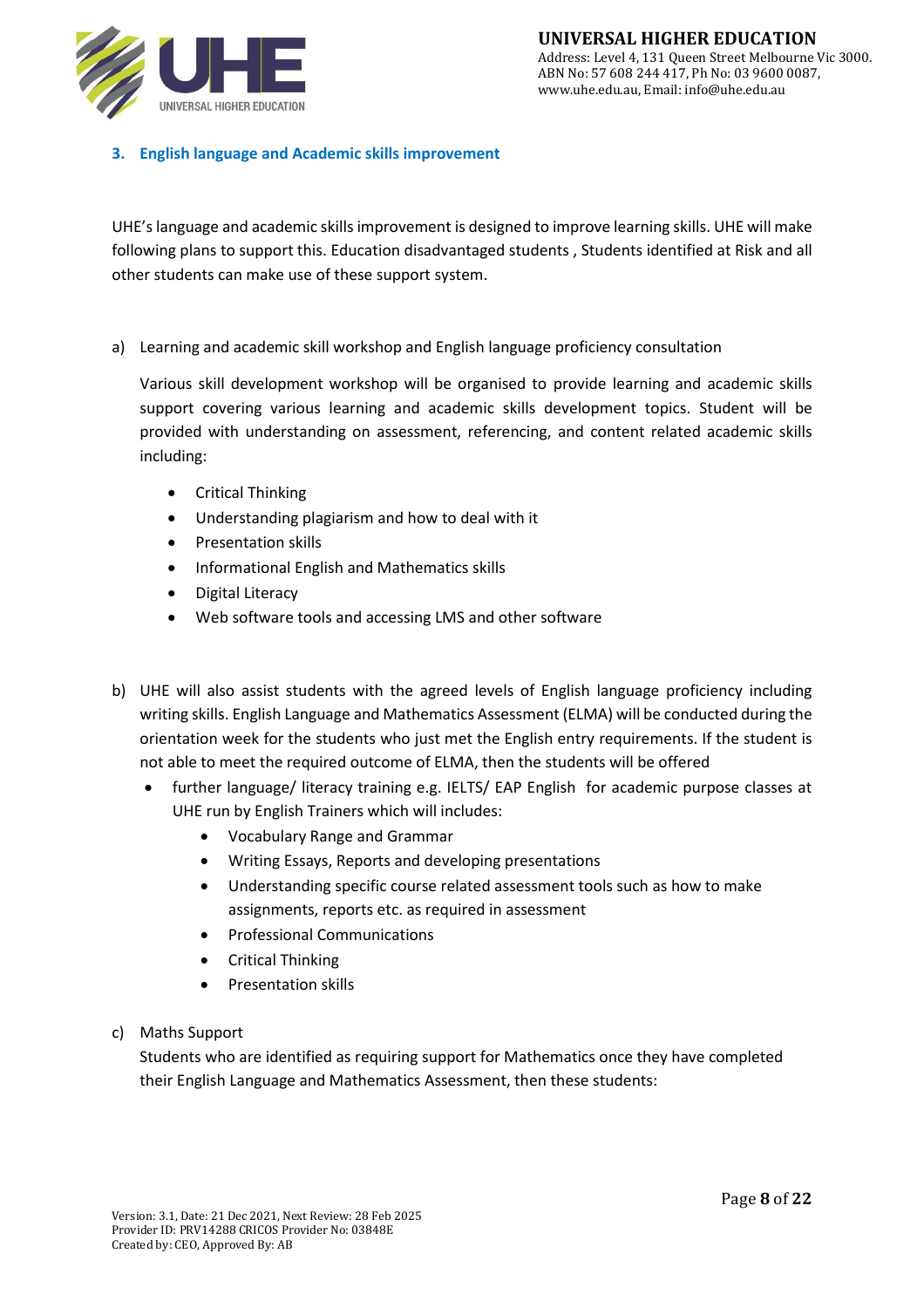## 3. English language and Academic skills improvement

UHE's language and academic skills improvement is designed to improve learning skills. UHE will make following plans to support this. Education disadvantaged students , Students identified at Risk and all other students can make use of these support system.

a) Learning and academic skill workshop and English language proficiency consultation

   Various skill development workshop will be organised to provide learning and academic skills support covering various learning and academic skills development topics. Student will be provided with understanding on assessment, referencing, and content related academic skills including:

   - Critical Thinking
   - Understanding plagiarism and how to deal with it
   - Presentation skills
   - Informational English and Mathematics skills
   - Digital Literacy
   - Web software tools and accessing LMS and other software

b) UHE will also assist students with the agreed levels of English language proficiency including writing skills. English Language and Mathematics Assessment (ELMA) will be conducted during the orientation week for the students who just met the English entry requirements. If the student is not able to meet the required outcome of ELMA, then the students will be offered

   - further language/ literacy training e.g. IELTS/ EAP English for academic purpose classes at UHE run by English Trainers which will includes:
     - Vocabulary Range and Grammar
     - Writing Essays, Reports and developing presentations
     - Understanding specific course related assessment tools such as how to make assignments, reports etc. as required in assessment
     - Professional Communications
     - Critical Thinking
     - Presentation skills

c) Maths Support

   Students who are identified as requiring support for Mathematics once they have completed their English Language and Mathematics Assessment, then these students: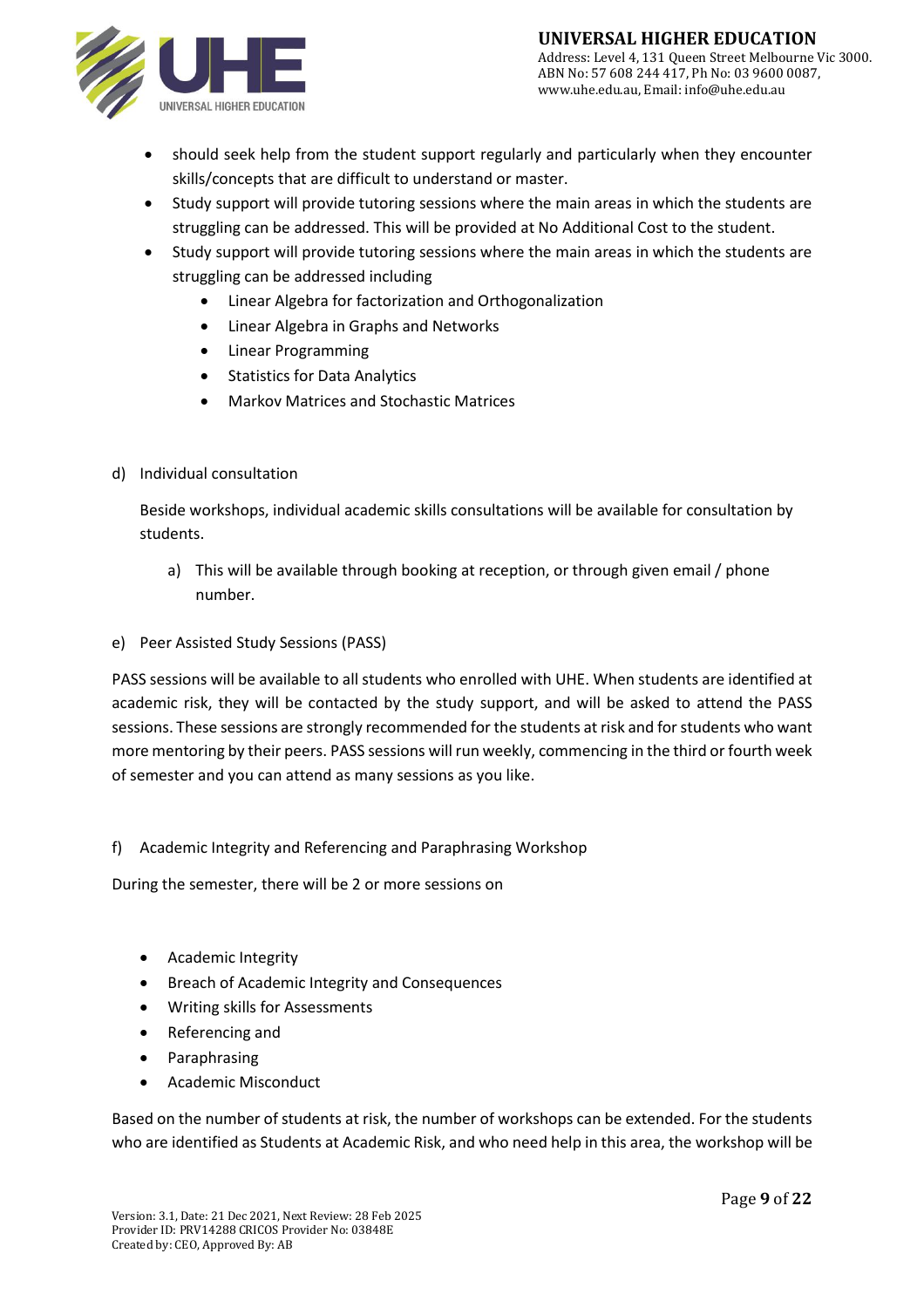- should seek help from the student support regularly and particularly when they encounter skills/concepts that are difficult to understand or master.
- Study support will provide tutoring sessions where the main areas in which the students are struggling can be addressed. This will be provided at No Additional Cost to the student.
- Study support will provide tutoring sessions where the main areas in which the students are struggling can be addressed including
    - Linear Algebra for factorization and Orthogonalization
    - Linear Algebra in Graphs and Networks
    - Linear Programming
    - Statistics for Data Analytics
    - Markov Matrices and Stochastic Matrices

d) Individual consultation

Beside workshops, individual academic skills consultations will be available for consultation by students.

a) This will be available through booking at reception, or through given email / phone number.

e) Peer Assisted Study Sessions (PASS)

PASS sessions will be available to all students who enrolled with UHE. When students are identified at academic risk, they will be contacted by the study support, and will be asked to attend the PASS sessions. These sessions are strongly recommended for the students at risk and for students who want more mentoring by their peers. PASS sessions will run weekly, commencing in the third or fourth week of semester and you can attend as many sessions as you like.

f) Academic Integrity and Referencing and Paraphrasing Workshop

During the semester, there will be 2 or more sessions on

- Academic Integrity
- Breach of Academic Integrity and Consequences
- Writing skills for Assessments
- Referencing and
- Paraphrasing
- Academic Misconduct

Based on the number of students at risk, the number of workshops can be extended. For the students who are identified as Students at Academic Risk, and who need help in this area, the workshop will be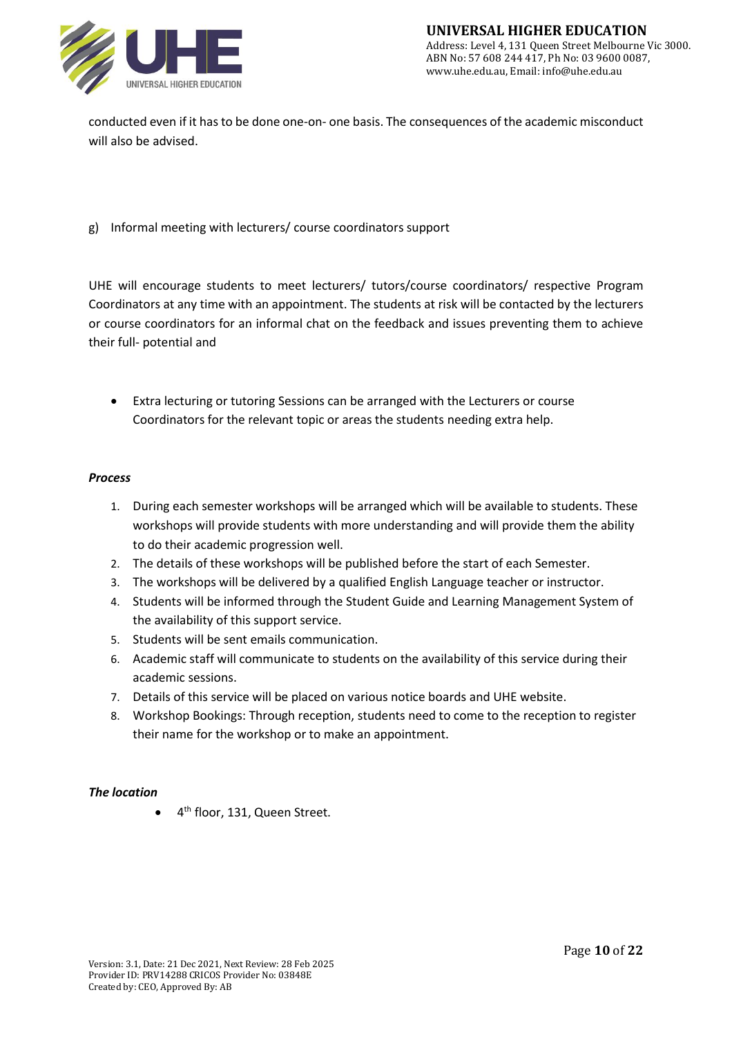conducted even if it has to be done one-on- one basis. The consequences of the academic misconduct will also be advised.

g) Informal meeting with lecturers/ course coordinators support

UHE will encourage students to meet lecturers/ tutors/course coordinators/ respective Program Coordinators at any time with an appointment. The students at risk will be contacted by the lecturers or course coordinators for an informal chat on the feedback and issues preventing them to achieve their full- potential and

- Extra lecturing or tutoring Sessions can be arranged with the Lecturers or course Coordinators for the relevant topic or areas the students needing extra help.

***Process***

1. During each semester workshops will be arranged which will be available to students. These workshops will provide students with more understanding and will provide them the ability to do their academic progression well.
2. The details of these workshops will be published before the start of each Semester.
3. The workshops will be delivered by a qualified English Language teacher or instructor.
4. Students will be informed through the Student Guide and Learning Management System of the availability of this support service.
5. Students will be sent emails communication.
6. Academic staff will communicate to students on the availability of this service during their academic sessions.
7. Details of this service will be placed on various notice boards and UHE website.
8. Workshop Bookings: Through reception, students need to come to the reception to register their name for the workshop or to make an appointment.

***The location***

- 4th floor, 131, Queen Street.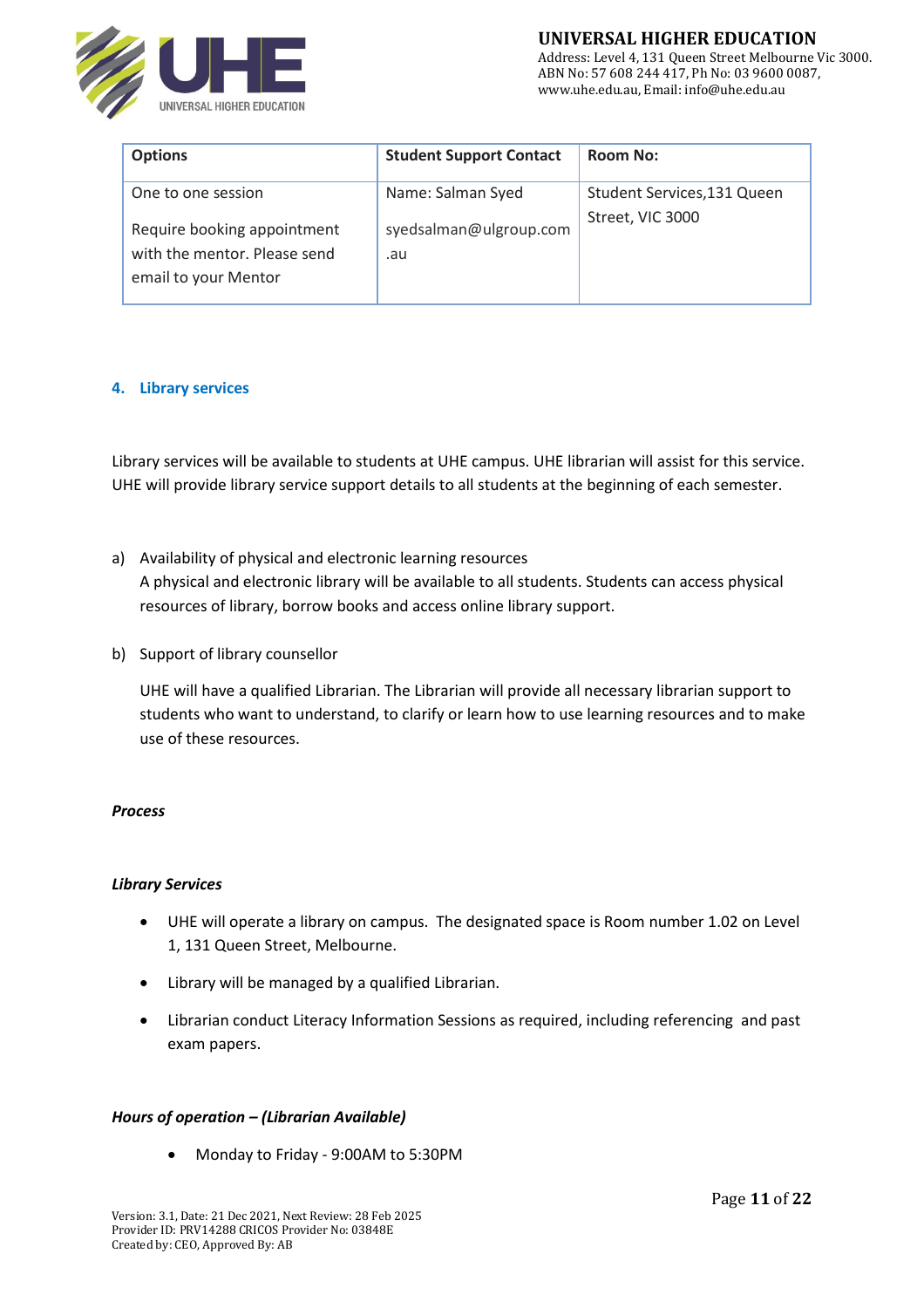| Options | Student Support Contact | Room No: |
|---|---|---|
| One to one session<br><br>Require booking appointment with the mentor. Please send email to your Mentor | Name: Salman Syed<br><br>syedsalman@ulgroup.com.au | Student Services,131 Queen Street, VIC 3000 |

## 4. Library services

Library services will be available to students at UHE campus. UHE librarian will assist for this service. UHE will provide library service support details to all students at the beginning of each semester.

a) Availability of physical and electronic learning resources
   A physical and electronic library will be available to all students. Students can access physical resources of library, borrow books and access online library support.

b) Support of library counsellor

   UHE will have a qualified Librarian. The Librarian will provide all necessary librarian support to students who want to understand, to clarify or learn how to use learning resources and to make use of these resources.

***Process***

***Library Services***

- UHE will operate a library on campus. The designated space is Room number 1.02 on Level 1, 131 Queen Street, Melbourne.
- Library will be managed by a qualified Librarian.
- Librarian conduct Literacy Information Sessions as required, including referencing and past exam papers.

***Hours of operation – (Librarian Available)***

- Monday to Friday - 9:00AM to 5:30PM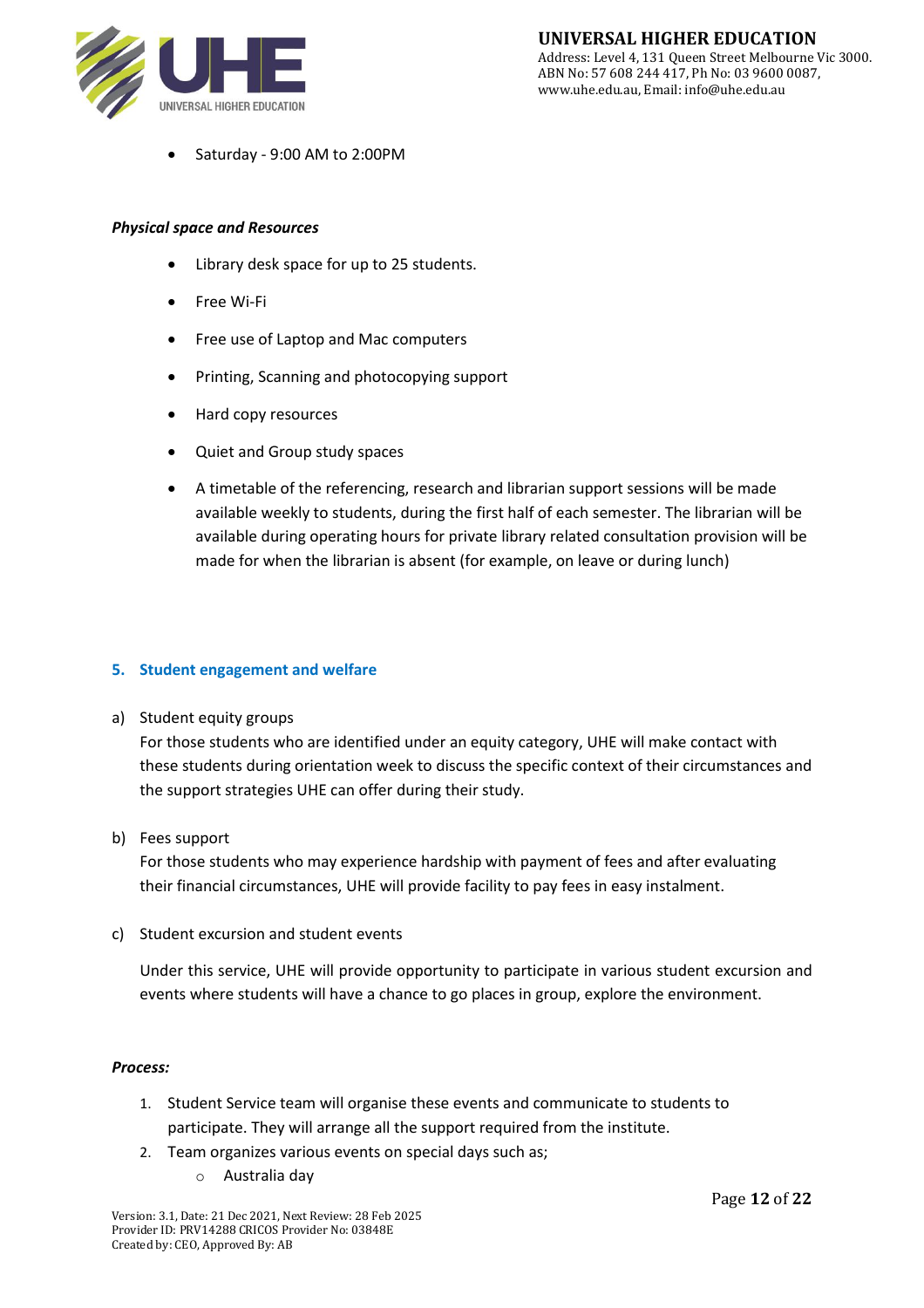- Saturday - 9:00 AM to 2:00PM

***Physical space and Resources***

- Library desk space for up to 25 students.
- Free Wi-Fi
- Free use of Laptop and Mac computers
- Printing, Scanning and photocopying support
- Hard copy resources
- Quiet and Group study spaces
- A timetable of the referencing, research and librarian support sessions will be made available weekly to students, during the first half of each semester. The librarian will be available during operating hours for private library related consultation provision will be made for when the librarian is absent (for example, on leave or during lunch)

## 5. Student engagement and welfare

a) Student equity groups
For those students who are identified under an equity category, UHE will make contact with these students during orientation week to discuss the specific context of their circumstances and the support strategies UHE can offer during their study.

b) Fees support
For those students who may experience hardship with payment of fees and after evaluating their financial circumstances, UHE will provide facility to pay fees in easy instalment.

c) Student excursion and student events

Under this service, UHE will provide opportunity to participate in various student excursion and events where students will have a chance to go places in group, explore the environment.

***Process:***

1. Student Service team will organise these events and communicate to students to participate. They will arrange all the support required from the institute.
2. Team organizes various events on special days such as;
   - Australia day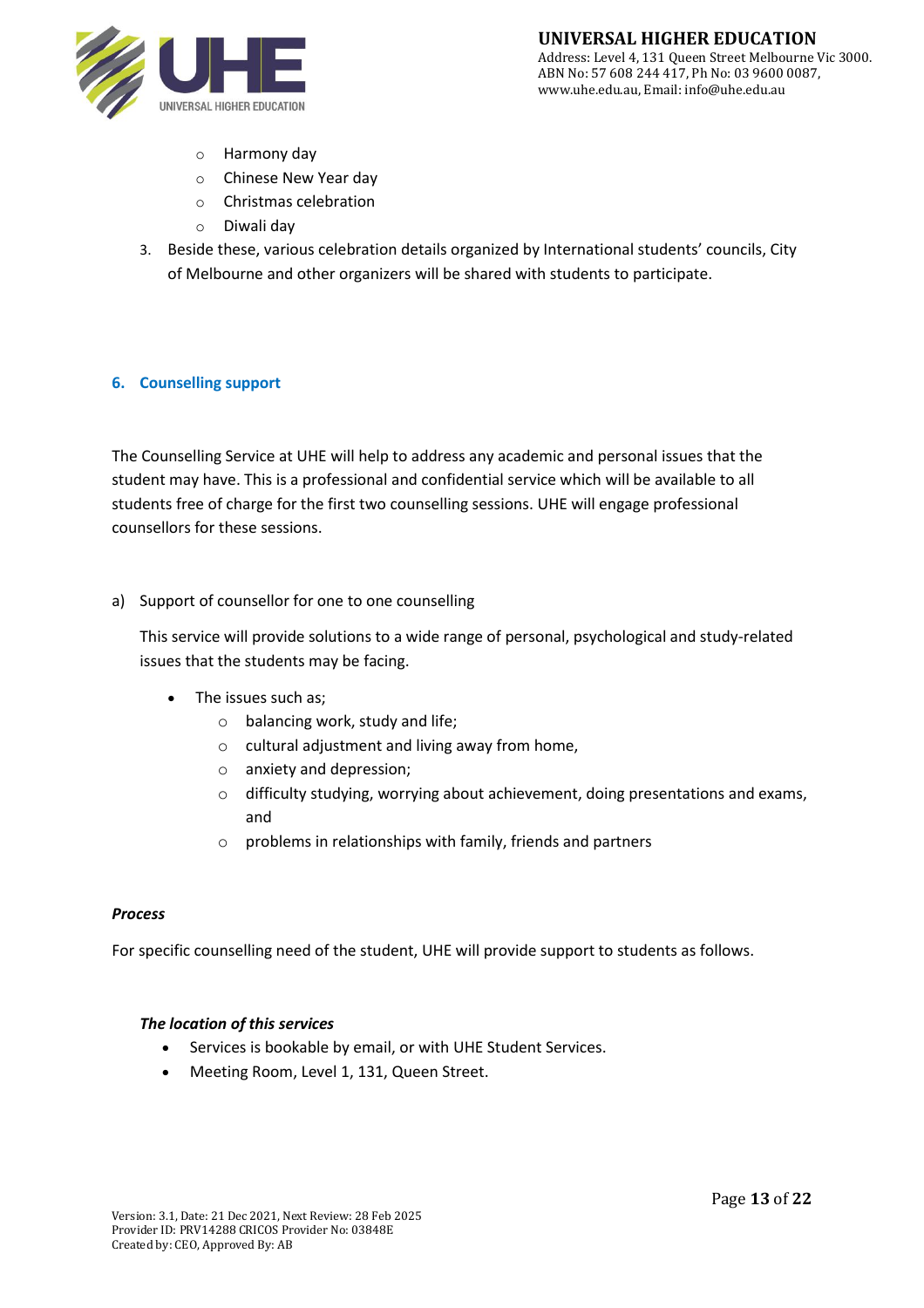- Harmony day
    - Chinese New Year day
    - Christmas celebration
    - Diwali day
3. Beside these, various celebration details organized by International students' councils, City of Melbourne and other organizers will be shared with students to participate.

## 6. Counselling support

The Counselling Service at UHE will help to address any academic and personal issues that the student may have. This is a professional and confidential service which will be available to all students free of charge for the first two counselling sessions. UHE will engage professional counsellors for these sessions.

a) Support of counsellor for one to one counselling

This service will provide solutions to a wide range of personal, psychological and study-related issues that the students may be facing.

- The issues such as;
    - balancing work, study and life;
    - cultural adjustment and living away from home,
    - anxiety and depression;
    - difficulty studying, worrying about achievement, doing presentations and exams, and
    - problems in relationships with family, friends and partners

***Process***

For specific counselling need of the student, UHE will provide support to students as follows.

***The location of this services***

- Services is bookable by email, or with UHE Student Services.
- Meeting Room, Level 1, 131, Queen Street.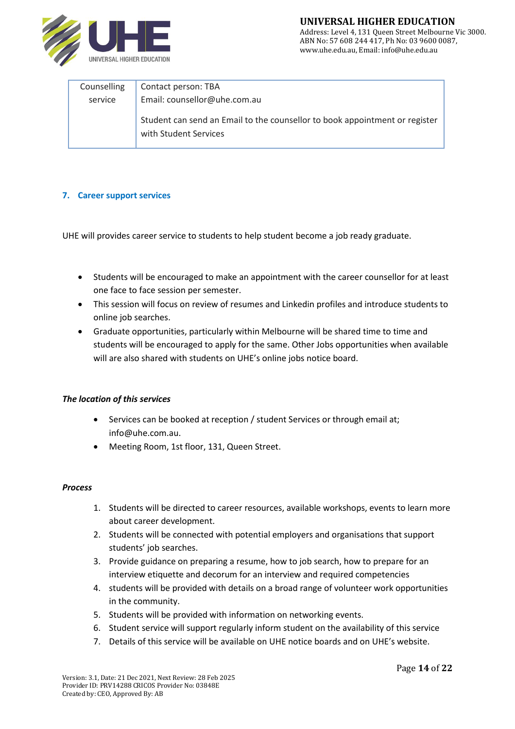| Counselling service | Contact person: TBA<br>Email: counsellor@uhe.com.au<br><br>Student can send an Email to the counsellor to book appointment or register with Student Services |
|---|---|

## 7. Career support services

UHE will provides career service to students to help student become a job ready graduate.

- Students will be encouraged to make an appointment with the career counsellor for at least one face to face session per semester.
- This session will focus on review of resumes and Linkedin profiles and introduce students to online job searches.
- Graduate opportunities, particularly within Melbourne will be shared time to time and students will be encouraged to apply for the same. Other Jobs opportunities when available will are also shared with students on UHE's online jobs notice board.

***The location of this services***

- Services can be booked at reception / student Services or through email at; info@uhe.com.au.
- Meeting Room, 1st floor, 131, Queen Street.

***Process***

1. Students will be directed to career resources, available workshops, events to learn more about career development.
2. Students will be connected with potential employers and organisations that support students' job searches.
3. Provide guidance on preparing a resume, how to job search, how to prepare for an interview etiquette and decorum for an interview and required competencies
4. students will be provided with details on a broad range of volunteer work opportunities in the community.
5. Students will be provided with information on networking events.
6. Student service will support regularly inform student on the availability of this service
7. Details of this service will be available on UHE notice boards and on UHE's website.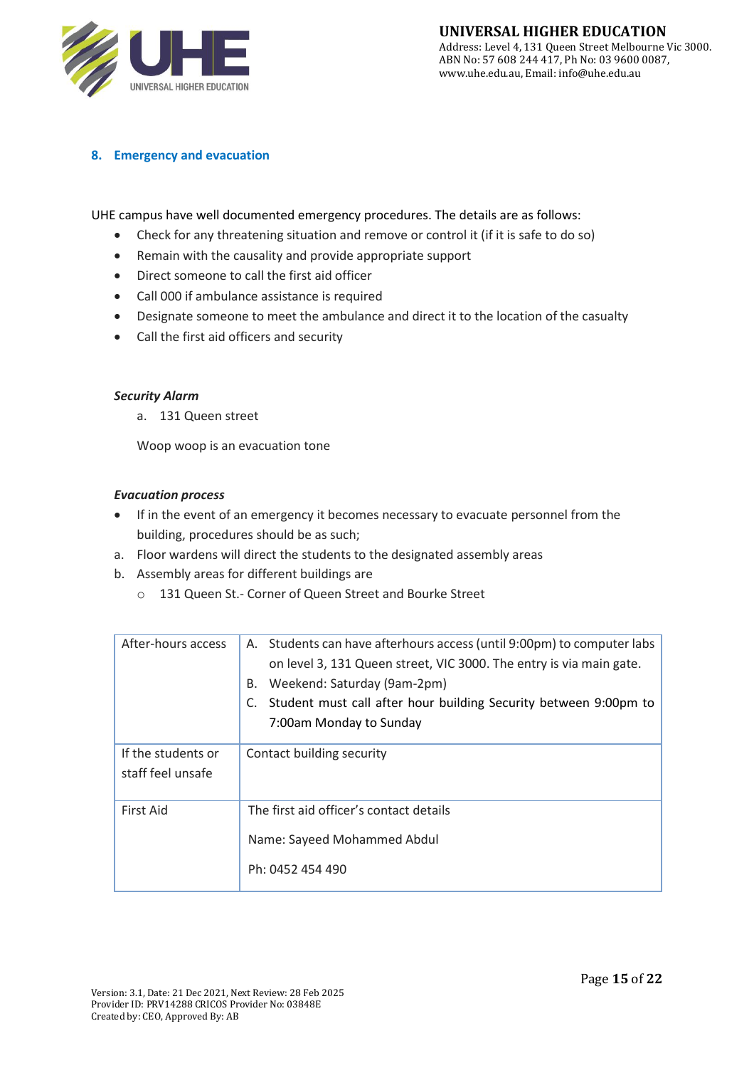## 8. Emergency and evacuation

UHE campus have well documented emergency procedures. The details are as follows:

- Check for any threatening situation and remove or control it (if it is safe to do so)
- Remain with the causality and provide appropriate support
- Direct someone to call the first aid officer
- Call 000 if ambulance assistance is required
- Designate someone to meet the ambulance and direct it to the location of the casualty
- Call the first aid officers and security

***Security Alarm***

a. 131 Queen street

Woop woop is an evacuation tone

***Evacuation process***

- If in the event of an emergency it becomes necessary to evacuate personnel from the building, procedures should be as such;

a. Floor wardens will direct the students to the designated assembly areas

b. Assembly areas for different buildings are
   - 131 Queen St.- Corner of Queen Street and Bourke Street

| | |
|---|---|
| After-hours access | A. Students can have afterhours access (until 9:00pm) to computer labs on level 3, 131 Queen street, VIC 3000. The entry is via main gate.<br>B. Weekend: Saturday (9am-2pm)<br>C. Student must call after hour building Security between 9:00pm to 7:00am Monday to Sunday |
| If the students or staff feel unsafe | Contact building security |
| First Aid | The first aid officer's contact details<br><br>Name: Sayeed Mohammed Abdul<br><br>Ph: 0452 454 490 |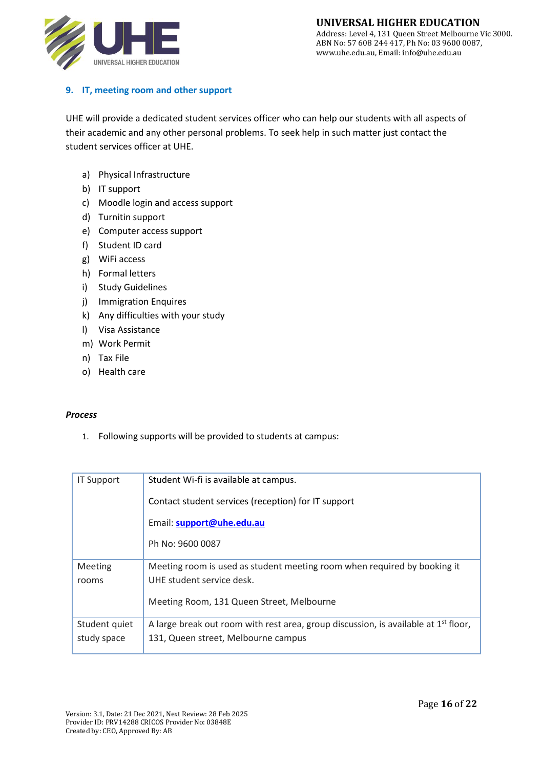## 9. IT, meeting room and other support

UHE will provide a dedicated student services officer who can help our students with all aspects of their academic and any other personal problems. To seek help in such matter just contact the student services officer at UHE.

a) Physical Infrastructure
b) IT support
c) Moodle login and access support
d) Turnitin support
e) Computer access support
f) Student ID card
g) WiFi access
h) Formal letters
i) Study Guidelines
j) Immigration Enquires
k) Any difficulties with your study
l) Visa Assistance
m) Work Permit
n) Tax File
o) Health care

***Process***

1. Following supports will be provided to students at campus:

| | |
|---|---|
| IT Support | Student Wi-fi is available at campus.<br><br>Contact student services (reception) for IT support<br><br>Email: **support@uhe.edu.au**<br><br>Ph No: 9600 0087 |
| Meeting rooms | Meeting room is used as student meeting room when required by booking it UHE student service desk.<br><br>Meeting Room, 131 Queen Street, Melbourne |
| Student quiet study space | A large break out room with rest area, group discussion, is available at 1st floor, 131, Queen street, Melbourne campus |

Version: 3.1, Date: 21 Dec 2021, Next Review: 28 Feb 2025
Provider ID: PRV14288 CRICOS Provider No: 03848E
Created by: CEO, Approved By: AB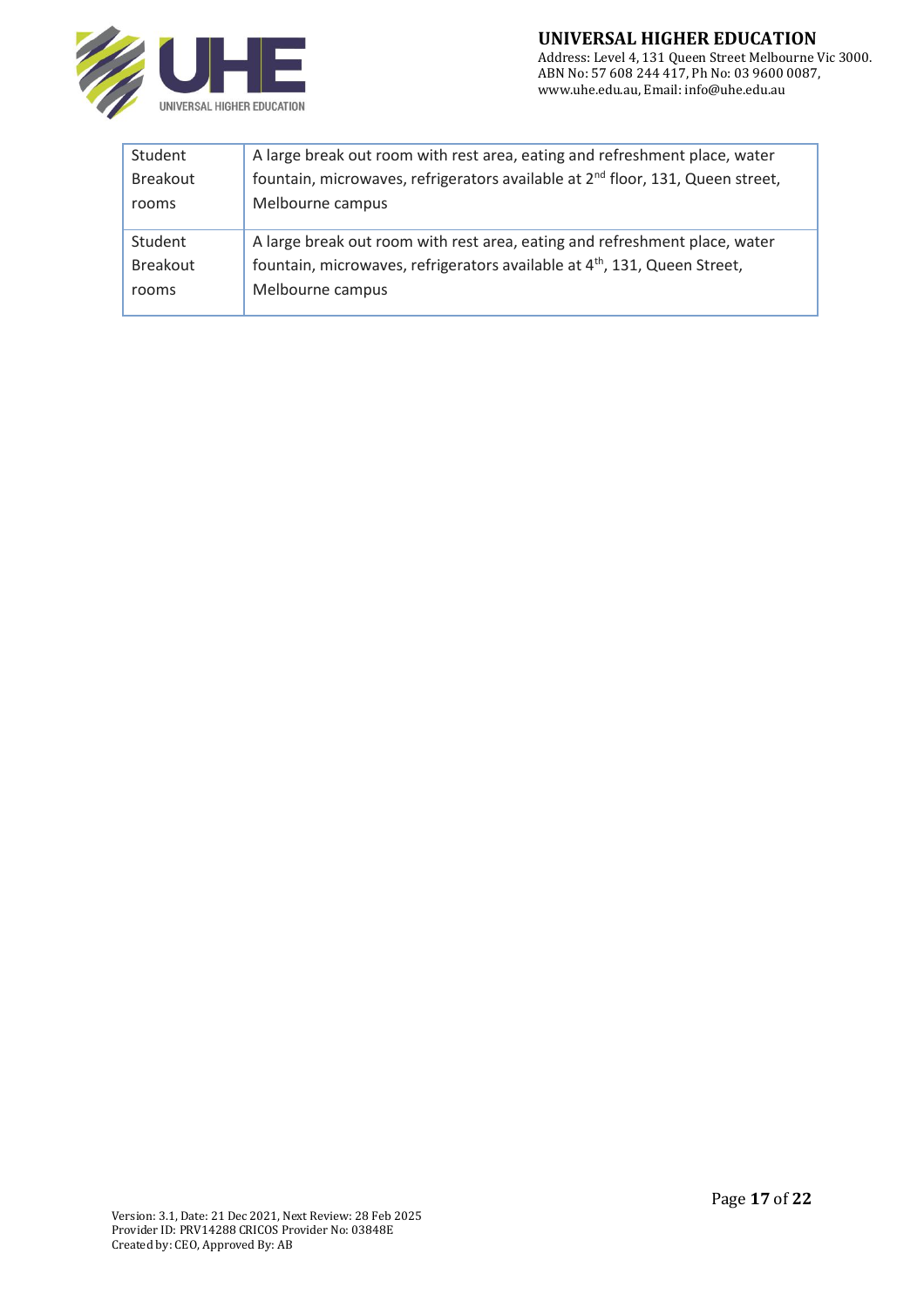| Student Breakout rooms | A large break out room with rest area, eating and refreshment place, water fountain, microwaves, refrigerators available at 2nd floor, 131, Queen street, Melbourne campus |
|---|---|
| Student Breakout rooms | A large break out room with rest area, eating and refreshment place, water fountain, microwaves, refrigerators available at 4th, 131, Queen Street, Melbourne campus |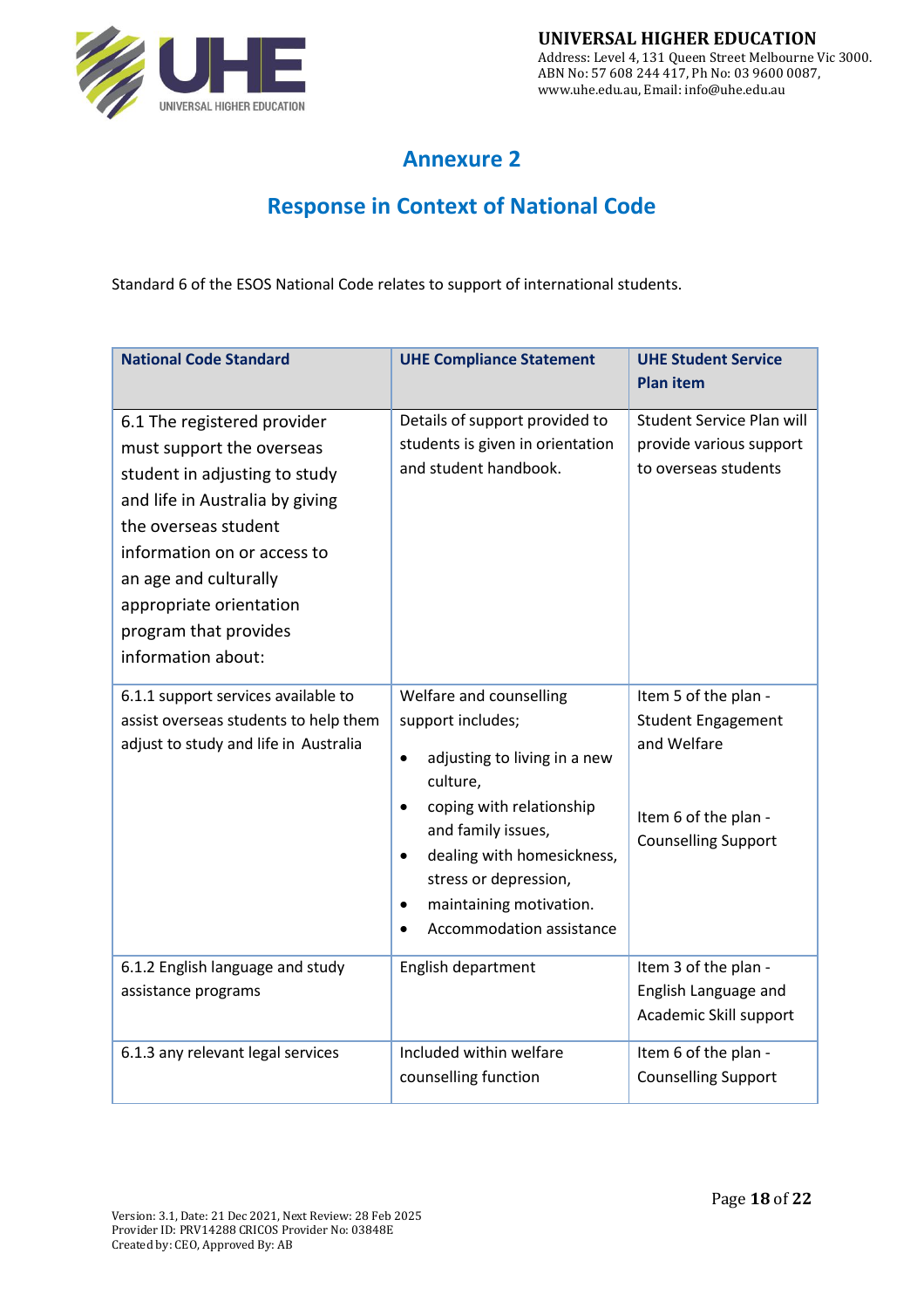# Annexure 2

## Response in Context of National Code

Standard 6 of the ESOS National Code relates to support of international students.

| National Code Standard | UHE Compliance Statement | UHE Student Service Plan item |
|---|---|---|
| 6.1 The registered provider must support the overseas student in adjusting to study and life in Australia by giving the overseas student information on or access to an age and culturally appropriate orientation program that provides information about: | Details of support provided to students is given in orientation and student handbook. | Student Service Plan will provide various support to overseas students |
| 6.1.1 support services available to assist overseas students to help them adjust to study and life in Australia | Welfare and counselling support includes; <br>• adjusting to living in a new culture, <br>• coping with relationship and family issues, <br>• dealing with homesickness, stress or depression, <br>• maintaining motivation. <br>• Accommodation assistance | Item 5 of the plan - Student Engagement and Welfare <br><br>Item 6 of the plan - Counselling Support |
| 6.1.2 English language and study assistance programs | English department | Item 3 of the plan - English Language and Academic Skill support |
| 6.1.3 any relevant legal services | Included within welfare counselling function | Item 6 of the plan - Counselling Support |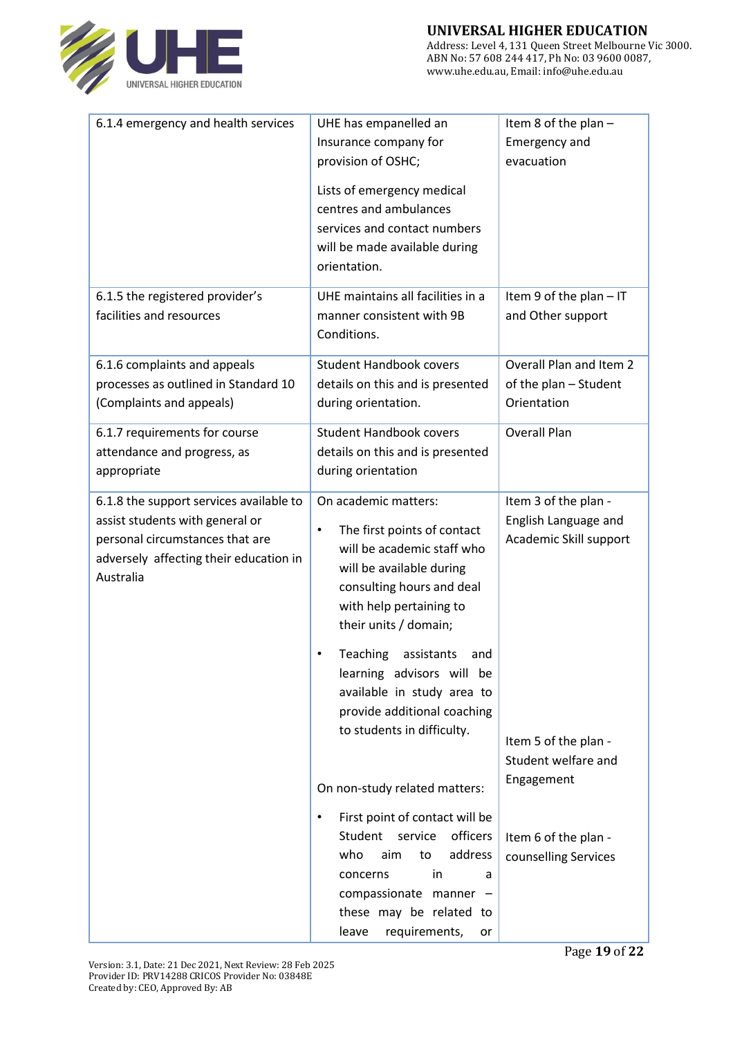| | | |
|---|---|---|
| 6.1.4 emergency and health services | UHE has empanelled an Insurance company for provision of OSHC;<br><br>Lists of emergency medical centres and ambulances services and contact numbers will be made available during orientation. | Item 8 of the plan – Emergency and evacuation |
| 6.1.5 the registered provider's facilities and resources | UHE maintains all facilities in a manner consistent with 9B Conditions. | Item 9 of the plan – IT and Other support |
| 6.1.6 complaints and appeals processes as outlined in Standard 10 (Complaints and appeals) | Student Handbook covers details on this and is presented during orientation. | Overall Plan and Item 2 of the plan – Student Orientation |
| 6.1.7 requirements for course attendance and progress, as appropriate | Student Handbook covers details on this and is presented during orientation | Overall Plan |
| 6.1.8 the support services available to assist students with general or personal circumstances that are adversely affecting their education in Australia | On academic matters:<br><br>• The first points of contact will be academic staff who will be available during consulting hours and deal with help pertaining to their units / domain;<br><br>• Teaching assistants and learning advisors will be available in study area to provide additional coaching to students in difficulty.<br><br>On non-study related matters:<br><br>• First point of contact will be Student service officers who aim to address concerns in a compassionate manner – these may be related to leave requirements, or | Item 3 of the plan - English Language and Academic Skill support<br><br>Item 5 of the plan - Student welfare and Engagement<br><br>Item 6 of the plan - counselling Services |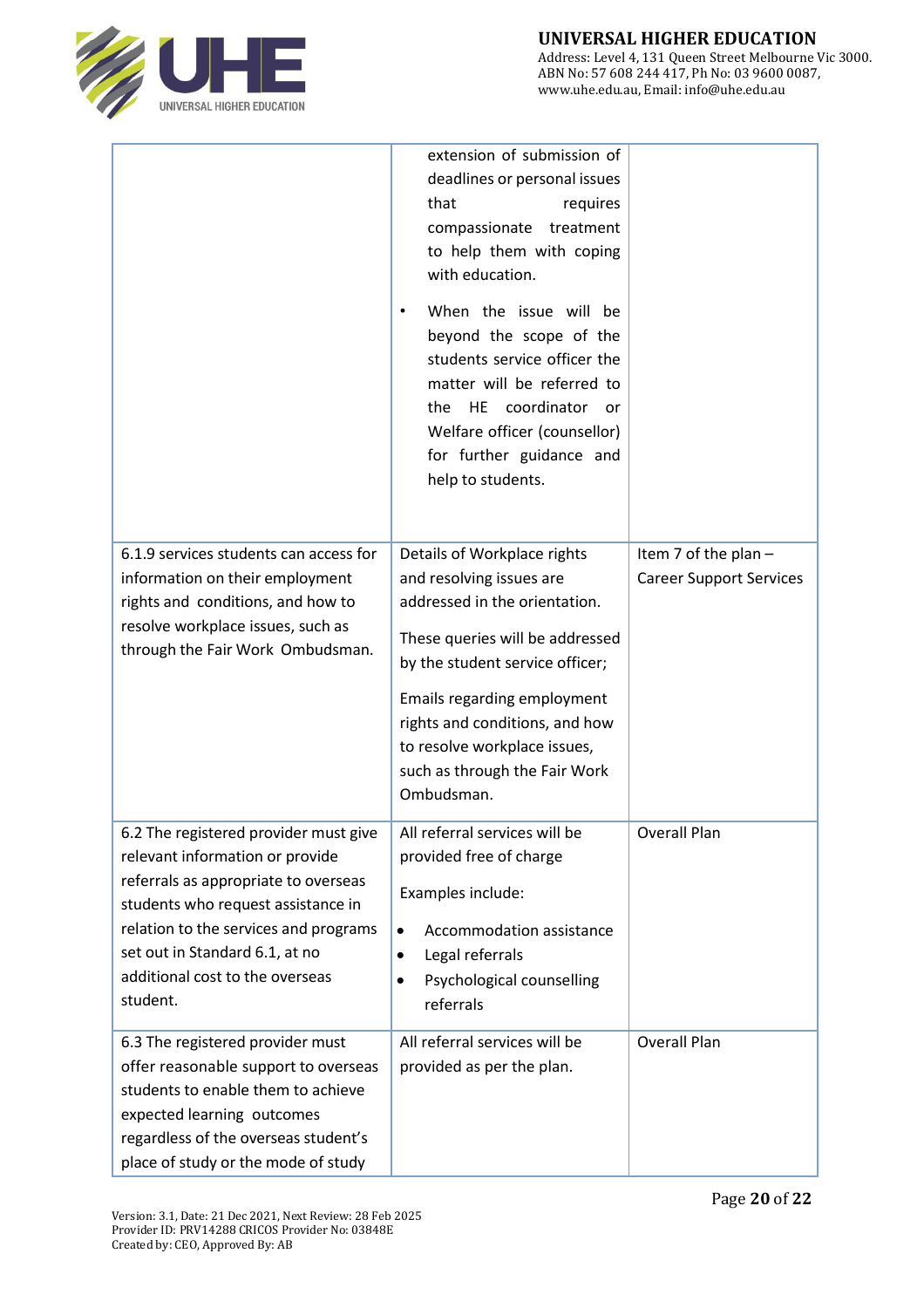| | | |
|---|---|---|
| | extension of submission of deadlines or personal issues that requires compassionate treatment to help them with coping with education.<br>• When the issue will be beyond the scope of the students service officer the matter will be referred to the HE coordinator or Welfare officer (counsellor) for further guidance and help to students. | |
| 6.1.9 services students can access for information on their employment rights and conditions, and how to resolve workplace issues, such as through the Fair Work Ombudsman. | Details of Workplace rights and resolving issues are addressed in the orientation.<br><br>These queries will be addressed by the student service officer;<br><br>Emails regarding employment rights and conditions, and how to resolve workplace issues, such as through the Fair Work Ombudsman. | Item 7 of the plan – Career Support Services |
| 6.2 The registered provider must give relevant information or provide referrals as appropriate to overseas students who request assistance in relation to the services and programs set out in Standard 6.1, at no additional cost to the overseas student. | All referral services will be provided free of charge<br><br>Examples include:<br>• Accommodation assistance<br>• Legal referrals<br>• Psychological counselling referrals | Overall Plan |
| 6.3 The registered provider must offer reasonable support to overseas students to enable them to achieve expected learning outcomes regardless of the overseas student's place of study or the mode of study | All referral services will be provided as per the plan. | Overall Plan |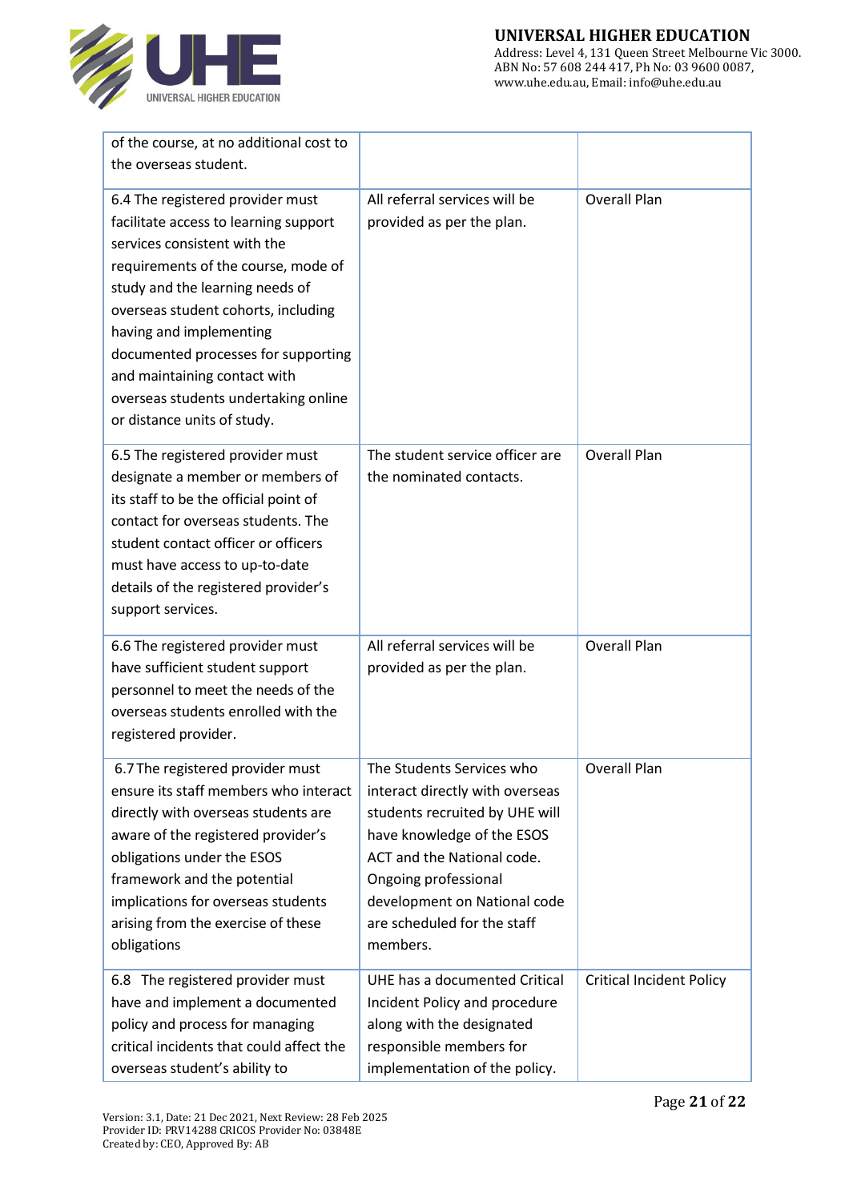| | | |
|---|---|---|
| of the course, at no additional cost to the overseas student. | | |
| 6.4 The registered provider must facilitate access to learning support services consistent with the requirements of the course, mode of study and the learning needs of overseas student cohorts, including having and implementing documented processes for supporting and maintaining contact with overseas students undertaking online or distance units of study. | All referral services will be provided as per the plan. | Overall Plan |
| 6.5 The registered provider must designate a member or members of its staff to be the official point of contact for overseas students. The student contact officer or officers must have access to up-to-date details of the registered provider's support services. | The student service officer are the nominated contacts. | Overall Plan |
| 6.6 The registered provider must have sufficient student support personnel to meet the needs of the overseas students enrolled with the registered provider. | All referral services will be provided as per the plan. | Overall Plan |
| 6.7 The registered provider must ensure its staff members who interact directly with overseas students are aware of the registered provider's obligations under the ESOS framework and the potential implications for overseas students arising from the exercise of these obligations | The Students Services who interact directly with overseas students recruited by UHE will have knowledge of the ESOS ACT and the National code. Ongoing professional development on National code are scheduled for the staff members. | Overall Plan |
| 6.8 The registered provider must have and implement a documented policy and process for managing critical incidents that could affect the overseas student's ability to | UHE has a documented Critical Incident Policy and procedure along with the designated responsible members for implementation of the policy. | Critical Incident Policy |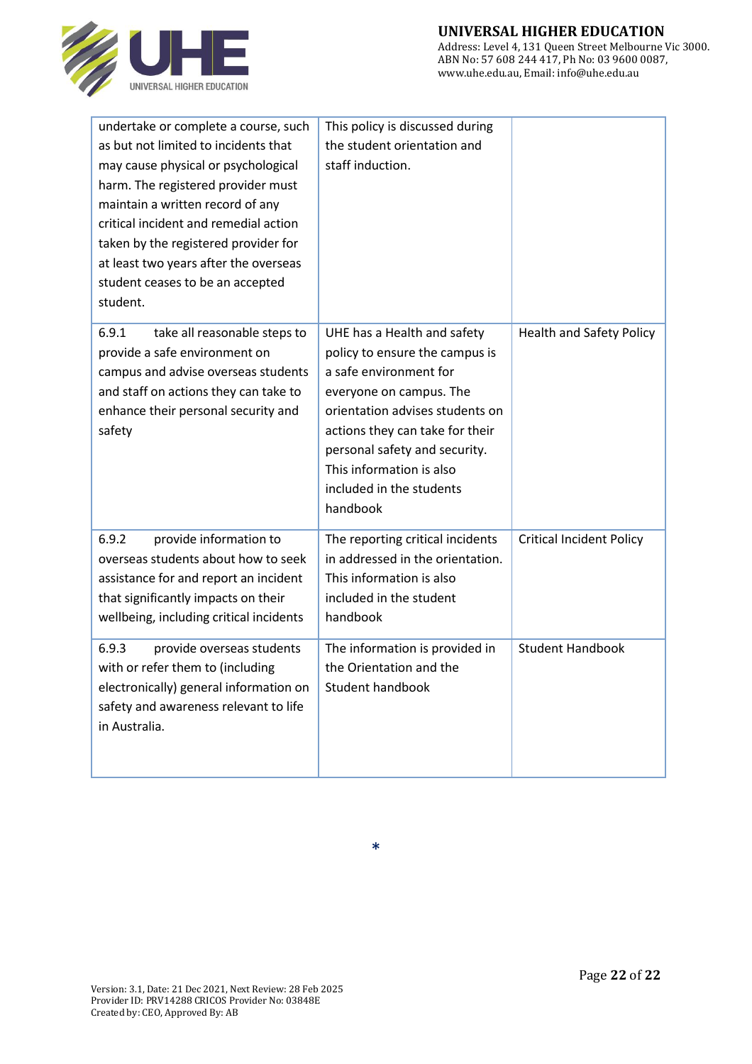| | | |
|---|---|---|
| undertake or complete a course, such as but not limited to incidents that may cause physical or psychological harm. The registered provider must maintain a written record of any critical incident and remedial action taken by the registered provider for at least two years after the overseas student ceases to be an accepted student. | This policy is discussed during the student orientation and staff induction. | |
| 6.9.1 take all reasonable steps to provide a safe environment on campus and advise overseas students and staff on actions they can take to enhance their personal security and safety | UHE has a Health and safety policy to ensure the campus is a safe environment for everyone on campus. The orientation advises students on actions they can take for their personal safety and security. This information is also included in the students handbook | Health and Safety Policy |
| 6.9.2 provide information to overseas students about how to seek assistance for and report an incident that significantly impacts on their wellbeing, including critical incidents | The reporting critical incidents in addressed in the orientation. This information is also included in the student handbook | Critical Incident Policy |
| 6.9.3 provide overseas students with or refer them to (including electronically) general information on safety and awareness relevant to life in Australia. | The information is provided in the Orientation and the Student handbook | Student Handbook |

*